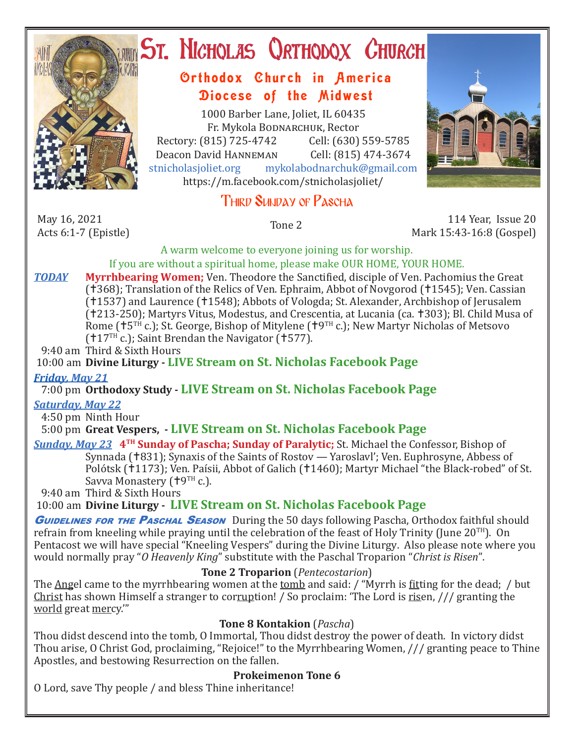# St. Nicholas Orthodox Church

## Orthodox Church in America
## Diocese of the Midwest

1000 Barber Lane, Joliet, IL 60435
Fr. Mykola Bodnarchuk, Rector
Rectory: (815) 725-4742 Cell: (630) 559-5785
Deacon David Hanneman Cell: (815) 474-3674
stnicholasjoliet.org mykolabodnarchuk@gmail.com
https://m.facebook.com/stnicholasjoliet/

## Third Sunday of Pascha

May 16, 2021
Acts 6:1-7 (Epistle)

Tone 2

114 Year, Issue 20
Mark 15:43-16:8 (Gospel)

A warm welcome to everyone joining us for worship.
If you are without a spiritual home, please make OUR HOME, YOUR HOME.

***TODAY*** **Myrrhbearing Women;** Ven. Theodore the Sanctified, disciple of Ven. Pachomius the Great (†368); Translation of the Relics of Ven. Ephraim, Abbot of Novgorod (†1545); Ven. Cassian (†1537) and Laurence (†1548); Abbots of Vologda; St. Alexander, Archbishop of Jerusalem (†213-250); Martyrs Vitus, Modestus, and Crescentia, at Lucania (ca. †303); Bl. Child Musa of Rome (†5TH c.); St. George, Bishop of Mitylene (†9TH c.); New Martyr Nicholas of Metsovo (†17TH c.); Saint Brendan the Navigator (†577).

9:40 am Third & Sixth Hours
10:00 am **Divine Liturgy - LIVE Stream on St. Nicholas Facebook Page**

***Friday, May 21***

7:00 pm **Orthodoxy Study - LIVE Stream on St. Nicholas Facebook Page**

***Saturday, May 22***

4:50 pm Ninth Hour
5:00 pm **Great Vespers, - LIVE Stream on St. Nicholas Facebook Page**

***Sunday, May 23*** **4TH Sunday of Pascha; Sunday of Paralytic;** St. Michael the Confessor, Bishop of Synnada (†831); Synaxis of the Saints of Rostov — Yaroslavl'; Ven. Euphrosyne, Abbess of Polótsk (†1173); Ven. Paísii, Abbot of Galich (†1460); Martyr Michael "the Black-robed" of St. Savva Monastery (†9TH c.).

9:40 am Third & Sixth Hours
10:00 am **Divine Liturgy - LIVE Stream on St. Nicholas Facebook Page**

***Guidelines for the Paschal Season*** During the 50 days following Pascha, Orthodox faithful should refrain from kneeling while praying until the celebration of the feast of Holy Trinity (June 20TH). On Pentacost we will have special "Kneeling Vespers" during the Divine Liturgy. Also please note where you would normally pray "*O Heavenly King*" substitute with the Paschal Troparion "*Christ is Risen*".

**Tone 2 Troparion** (*Pentecostarion*)

The Angel came to the myrrhbearing women at the tomb and said: / "Myrrh is fitting for the dead; / but Christ has shown Himself a stranger to corruption! / So proclaim: 'The Lord is risen, /// granting the world great mercy.'"

**Tone 8 Kontakion** (*Pascha*)

Thou didst descend into the tomb, O Immortal, Thou didst destroy the power of death. In victory didst Thou arise, O Christ God, proclaiming, "Rejoice!" to the Myrrhbearing Women, /// granting peace to Thine Apostles, and bestowing Resurrection on the fallen.

**Prokeimenon Tone 6**

O Lord, save Thy people / and bless Thine inheritance!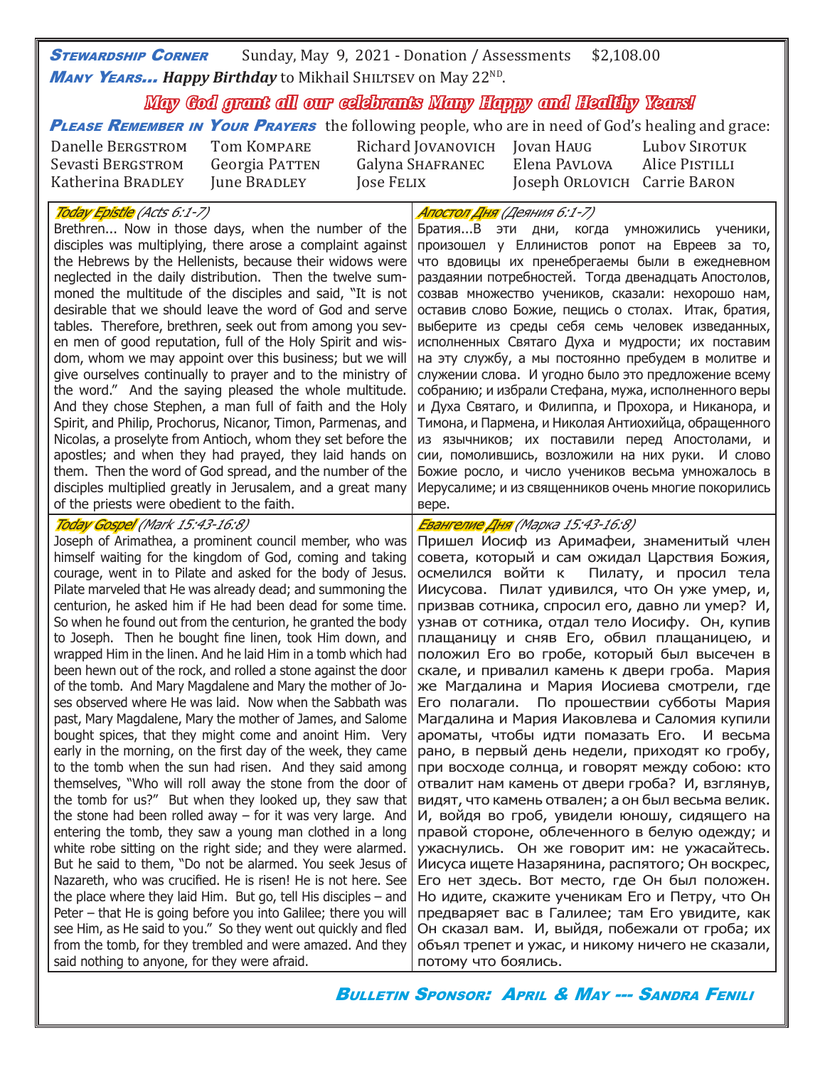**Stewardship Corner** Sunday, May 9, 2021 - Donation / Assessments $2,108.00

**Many Years...** ***Happy Birthday*** to Mikhail Shiltsev on May 22ND.

***May God grant all our celebrants Many Happy and Healthy Years!***

**Please Remember in Your Prayers** the following people, who are in need of God's healing and grace:

| | | | | |
|---|---|---|---|---|
| Danelle Bergstrom | Tom Kompare | Richard Jovanovich | Jovan Haug | Lubov Sirotuk |
| Sevasti Bergstrom | Georgia Patten | Galyna Shafranec | Elena Pavlova | Alice Pistilli |
| Katherina Bradley | June Bradley | Jose Felix | Joseph Orlovich | Carrie Baron |

*Today Epistle (Acts 6:1-7)*

Brethren... Now in those days, when the number of the disciples was multiplying, there arose a complaint against the Hebrews by the Hellenists, because their widows were neglected in the daily distribution. Then the twelve summoned the multitude of the disciples and said, "It is not desirable that we should leave the word of God and serve tables. Therefore, brethren, seek out from among you seven men of good reputation, full of the Holy Spirit and wisdom, whom we may appoint over this business; but we will give ourselves continually to prayer and to the ministry of the word." And the saying pleased the whole multitude. And they chose Stephen, a man full of faith and the Holy Spirit, and Philip, Prochorus, Nicanor, Timon, Parmenas, and Nicolas, a proselyte from Antioch, whom they set before the apostles; and when they had prayed, they laid hands on them. Then the word of God spread, and the number of the disciples multiplied greatly in Jerusalem, and a great many of the priests were obedient to the faith.

*Апостол Дня (Деяния 6:1-7)*

Братия...В эти дни, когда умножились ученики, произошел у Еллинистов ропот на Евреев за то, что вдовицы их пренебрегаемы были в ежедневном раздаянии потребностей. Тогда двенадцать Апостолов, созвав множество учеников, сказали: нехорошо нам, оставив слово Божие, пещись о столах. Итак, братия, выберите из среды себя семь человек изведанных, исполненных Святаго Духа и мудрости; их поставим на эту службу, а мы постоянно пребудем в молитве и служении слова. И угодно было это предложение всему собранию; и избрали Стефана, мужа, исполненного веры и Духа Святаго, и Филиппа, и Прохора, и Никанора, и Тимона, и Пармена, и Николая Антиохийца, обращенного из язычников; их поставили перед Апостолами, и сии, помолившись, возложили на них руки. И слово Божие росло, и число учеников весьма умножалось в Иерусалиме; и из священников очень многие покорились вере.

*Today Gospel (Mark 15:43-16:8)*

Joseph of Arimathea, a prominent council member, who was himself waiting for the kingdom of God, coming and taking courage, went in to Pilate and asked for the body of Jesus. Pilate marveled that He was already dead; and summoning the centurion, he asked him if He had been dead for some time. So when he found out from the centurion, he granted the body to Joseph. Then he bought fine linen, took Him down, and wrapped Him in the linen. And he laid Him in a tomb which had been hewn out of the rock, and rolled a stone against the door of the tomb. And Mary Magdalene and Mary the mother of Joses observed where He was laid. Now when the Sabbath was past, Mary Magdalene, Mary the mother of James, and Salome bought spices, that they might come and anoint Him. Very early in the morning, on the first day of the week, they came to the tomb when the sun had risen. And they said among themselves, "Who will roll away the stone from the door of the tomb for us?" But when they looked up, they saw that the stone had been rolled away – for it was very large. And entering the tomb, they saw a young man clothed in a long white robe sitting on the right side; and they were alarmed. But he said to them, "Do not be alarmed. You seek Jesus of Nazareth, who was crucified. He is risen! He is not here. See the place where they laid Him. But go, tell His disciples – and Peter – that He is going before you into Galilee; there you will see Him, as He said to you." So they went out quickly and fled from the tomb, for they trembled and were amazed. And they said nothing to anyone, for they were afraid.

*Евангелие Дня (Марка 15:43-16:8)*

Пришел Иосиф из Аримафеи, знаменитый член совета, который и сам ожидал Царствия Божия, осмелился войти к Пилату, и просил тела Иисусова. Пилат удивился, что Он уже умер, и, призвав сотника, спросил его, давно ли умер? И, узнав от сотника, отдал тело Иосифу. Он, купив плащаницу и сняв Его, обвил плащаницею, и положил Его во гробе, который был высечен в скале, и привалил камень к двери гроба. Мария же Магдалина и Мария Иосиева смотрели, где Его полагали. По прошествии субботы Мария Магдалина и Мария Иаковлева и Саломия купили ароматы, чтобы идти помазать Его. И весьма рано, в первый день недели, приходят ко гробу, при восходе солнца, и говорят между собою: кто отвалит нам камень от двери гроба? И, взглянув, видят, что камень отвален; а он был весьма велик. И, войдя во гроб, увидели юношу, сидящего на правой стороне, облеченного в белую одежду; и ужаснулись. Он же говорит им: не ужасайтесь. Иисуса ищете Назарянина, распятого; Он воскрес, Его нет здесь. Вот место, где Он был положен. Но идите, скажите ученикам Его и Петру, что Он предваряет вас в Галилее; там Его увидите, как Он сказал вам. И, выйдя, побежали от гроба; их объял трепет и ужас, и никому ничего не сказали, потому что боялись.

**Bulletin Sponsor: April & May --- Sandra Fenili**